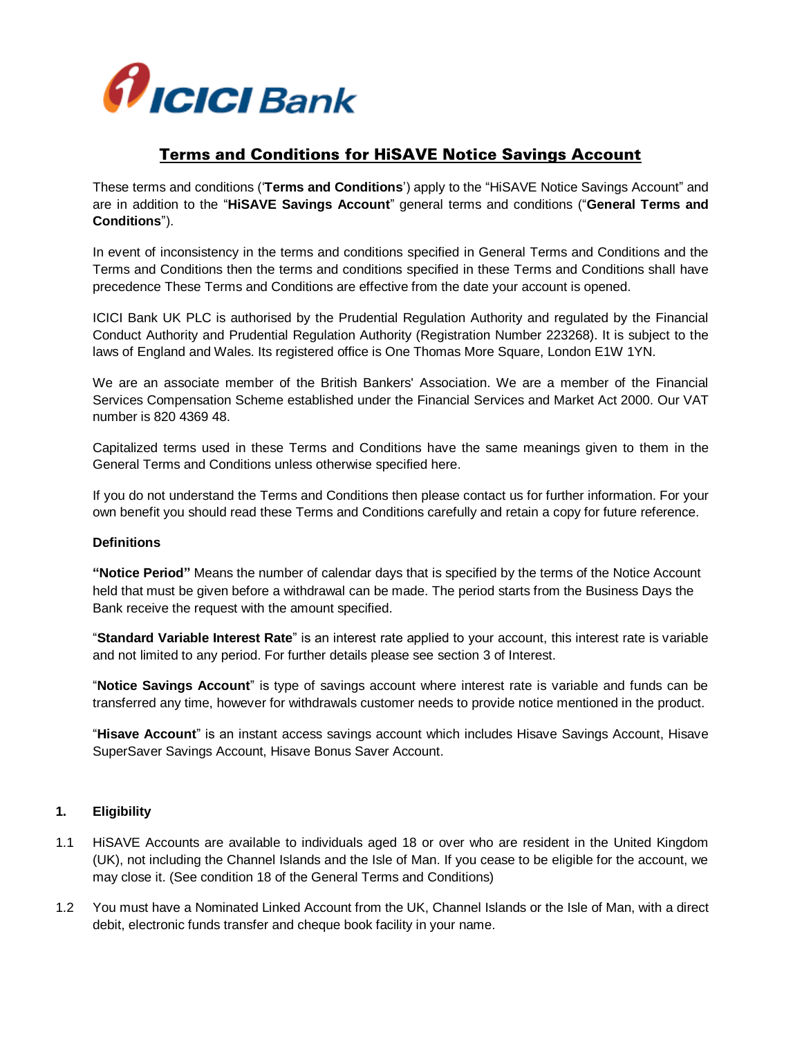ICICI Bank

# Terms and Conditions for HiSAVE Notice Savings Account

These terms and conditions ('**Terms and Conditions**') apply to the "HiSAVE Notice Savings Account" and are in addition to the "**HiSAVE Savings Account**" general terms and conditions ("**General Terms and Conditions**").

In event of inconsistency in the terms and conditions specified in General Terms and Conditions and the Terms and Conditions then the terms and conditions specified in these Terms and Conditions shall have precedence These Terms and Conditions are effective from the date your account is opened.

ICICI Bank UK PLC is authorised by the Prudential Regulation Authority and regulated by the Financial Conduct Authority and Prudential Regulation Authority (Registration Number 223268). It is subject to the laws of England and Wales. Its registered office is One Thomas More Square, London E1W 1YN.

We are an associate member of the British Bankers' Association. We are a member of the Financial Services Compensation Scheme established under the Financial Services and Market Act 2000. Our VAT number is 820 4369 48.

Capitalized terms used in these Terms and Conditions have the same meanings given to them in the General Terms and Conditions unless otherwise specified here.

If you do not understand the Terms and Conditions then please contact us for further information. For your own benefit you should read these Terms and Conditions carefully and retain a copy for future reference.

**Definitions**

**"Notice Period"** Means the number of calendar days that is specified by the terms of the Notice Account held that must be given before a withdrawal can be made. The period starts from the Business Days the Bank receive the request with the amount specified.

"**Standard Variable Interest Rate**" is an interest rate applied to your account, this interest rate is variable and not limited to any period. For further details please see section 3 of Interest.

"**Notice Savings Account**" is type of savings account where interest rate is variable and funds can be transferred any time, however for withdrawals customer needs to provide notice mentioned in the product.

"**Hisave Account**" is an instant access savings account which includes Hisave Savings Account, Hisave SuperSaver Savings Account, Hisave Bonus Saver Account.

## 1. Eligibility

1.1 HiSAVE Accounts are available to individuals aged 18 or over who are resident in the United Kingdom (UK), not including the Channel Islands and the Isle of Man. If you cease to be eligible for the account, we may close it. (See condition 18 of the General Terms and Conditions)

1.2 You must have a Nominated Linked Account from the UK, Channel Islands or the Isle of Man, with a direct debit, electronic funds transfer and cheque book facility in your name.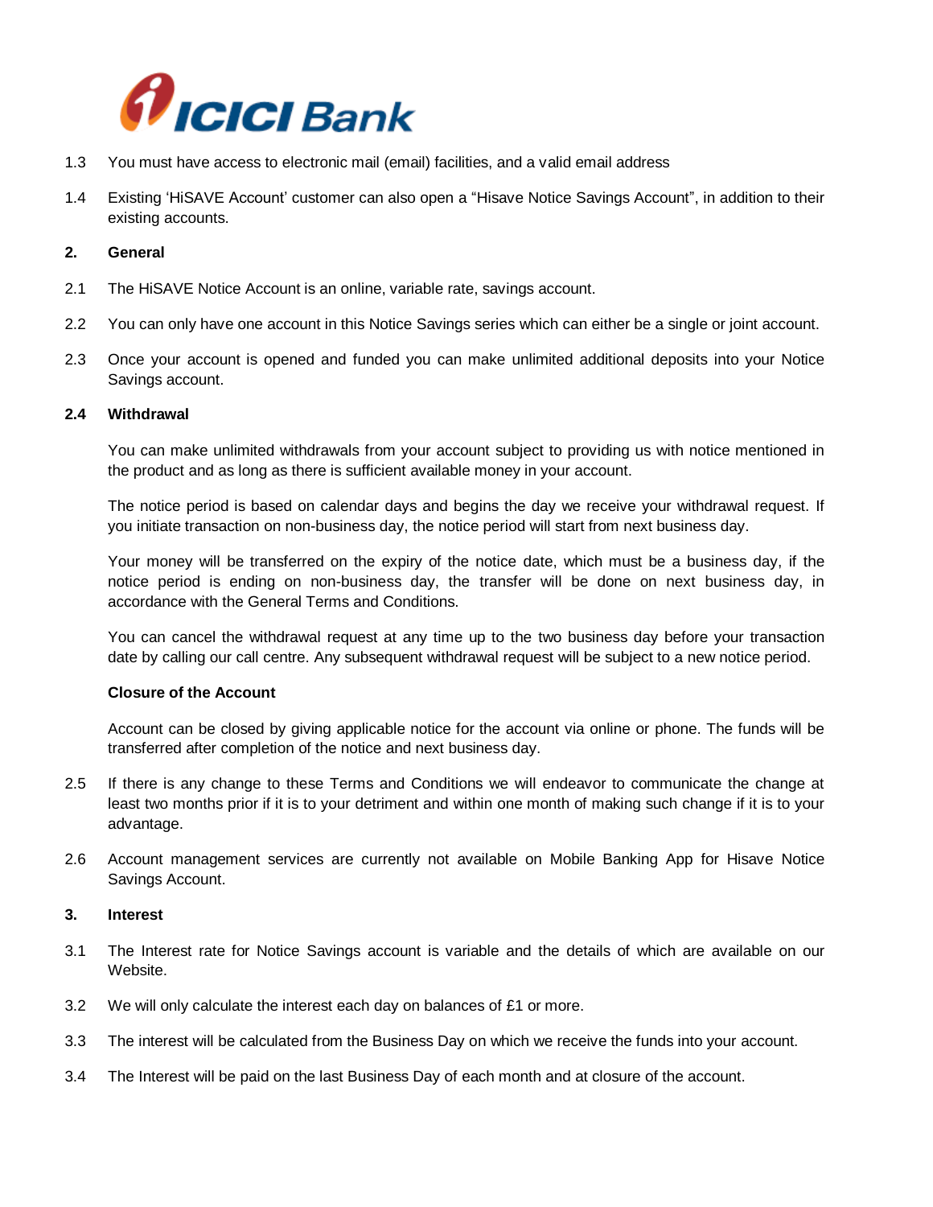1.3 You must have access to electronic mail (email) facilities, and a valid email address

1.4 Existing 'HiSAVE Account' customer can also open a "Hisave Notice Savings Account", in addition to their existing accounts.

**2. General**

2.1 The HiSAVE Notice Account is an online, variable rate, savings account.

2.2 You can only have one account in this Notice Savings series which can either be a single or joint account.

2.3 Once your account is opened and funded you can make unlimited additional deposits into your Notice Savings account.

**2.4 Withdrawal**

You can make unlimited withdrawals from your account subject to providing us with notice mentioned in the product and as long as there is sufficient available money in your account.

The notice period is based on calendar days and begins the day we receive your withdrawal request. If you initiate transaction on non-business day, the notice period will start from next business day.

Your money will be transferred on the expiry of the notice date, which must be a business day, if the notice period is ending on non-business day, the transfer will be done on next business day, in accordance with the General Terms and Conditions.

You can cancel the withdrawal request at any time up to the two business day before your transaction date by calling our call centre. Any subsequent withdrawal request will be subject to a new notice period.

**Closure of the Account**

Account can be closed by giving applicable notice for the account via online or phone. The funds will be transferred after completion of the notice and next business day.

2.5 If there is any change to these Terms and Conditions we will endeavor to communicate the change at least two months prior if it is to your detriment and within one month of making such change if it is to your advantage.

2.6 Account management services are currently not available on Mobile Banking App for Hisave Notice Savings Account.

**3. Interest**

3.1 The Interest rate for Notice Savings account is variable and the details of which are available on our Website.

3.2 We will only calculate the interest each day on balances of £1 or more.

3.3 The interest will be calculated from the Business Day on which we receive the funds into your account.

3.4 The Interest will be paid on the last Business Day of each month and at closure of the account.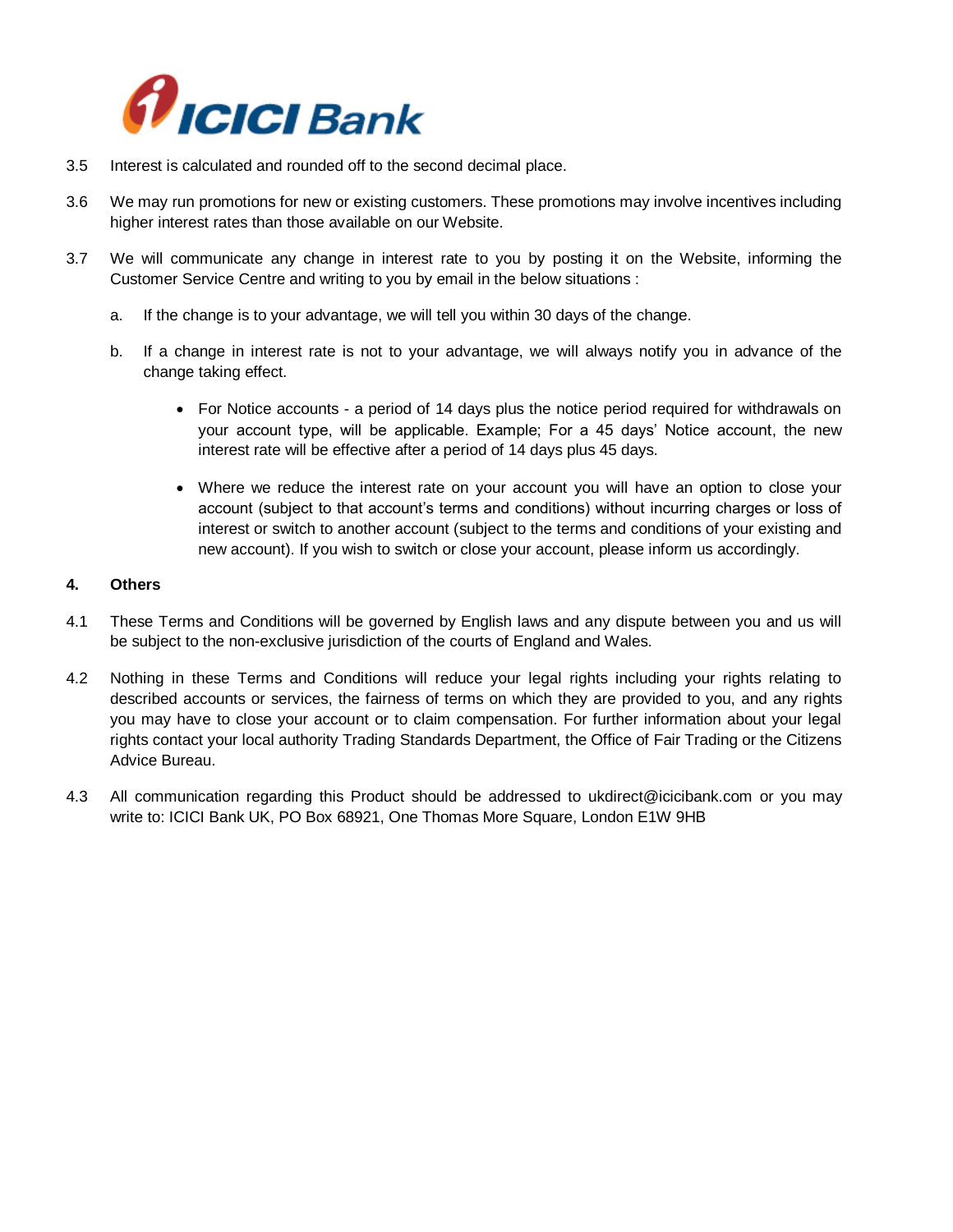3.5 Interest is calculated and rounded off to the second decimal place.

3.6 We may run promotions for new or existing customers. These promotions may involve incentives including higher interest rates than those available on our Website.

3.7 We will communicate any change in interest rate to you by posting it on the Website, informing the Customer Service Centre and writing to you by email in the below situations :

   a. If the change is to your advantage, we will tell you within 30 days of the change.

   b. If a change in interest rate is not to your advantage, we will always notify you in advance of the change taking effect.

      - For Notice accounts - a period of 14 days plus the notice period required for withdrawals on your account type, will be applicable. Example; For a 45 days' Notice account, the new interest rate will be effective after a period of 14 days plus 45 days.

      - Where we reduce the interest rate on your account you will have an option to close your account (subject to that account's terms and conditions) without incurring charges or loss of interest or switch to another account (subject to the terms and conditions of your existing and new account). If you wish to switch or close your account, please inform us accordingly.

## 4. Others

4.1 These Terms and Conditions will be governed by English laws and any dispute between you and us will be subject to the non-exclusive jurisdiction of the courts of England and Wales.

4.2 Nothing in these Terms and Conditions will reduce your legal rights including your rights relating to described accounts or services, the fairness of terms on which they are provided to you, and any rights you may have to close your account or to claim compensation. For further information about your legal rights contact your local authority Trading Standards Department, the Office of Fair Trading or the Citizens Advice Bureau.

4.3 All communication regarding this Product should be addressed to ukdirect@icicibank.com or you may write to: ICICI Bank UK, PO Box 68921, One Thomas More Square, London E1W 9HB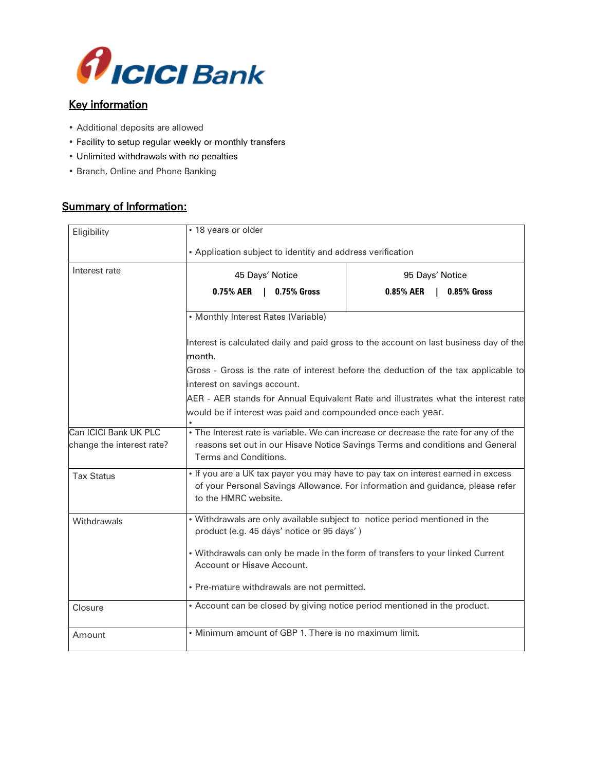ICICI Bank

## Key information

- Additional deposits are allowed
- Facility to setup regular weekly or monthly transfers
- Unlimited withdrawals with no penalties
- Branch, Online and Phone Banking

## Summary of Information:

| | | |
|---|---|---|
| Eligibility | • 18 years or older<br><br>• Application subject to identity and address verification | |
| Interest rate | 45 Days' Notice<br>**0.75% AER \| 0.75% Gross** | 95 Days' Notice<br>**0.85% AER \| 0.85% Gross** |
| | • Monthly Interest Rates (Variable)<br><br>Interest is calculated daily and paid gross to the account on last business day of the month.<br>Gross - Gross is the rate of interest before the deduction of the tax applicable to interest on savings account.<br>AER - AER stands for Annual Equivalent Rate and illustrates what the interest rate would be if interest was paid and compounded once each year.<br>• | |
| Can ICICI Bank UK PLC change the interest rate? | • The Interest rate is variable. We can increase or decrease the rate for any of the reasons set out in our Hisave Notice Savings Terms and conditions and General Terms and Conditions. | |
| Tax Status | • If you are a UK tax payer you may have to pay tax on interest earned in excess of your Personal Savings Allowance. For information and guidance, please refer to the HMRC website. | |
| Withdrawals | • Withdrawals are only available subject to notice period mentioned in the product (e.g. 45 days' notice or 95 days' )<br><br>• Withdrawals can only be made in the form of transfers to your linked Current Account or Hisave Account.<br><br>• Pre-mature withdrawals are not permitted. | |
| Closure | • Account can be closed by giving notice period mentioned in the product. | |
| Amount | • Minimum amount of GBP 1. There is no maximum limit. | |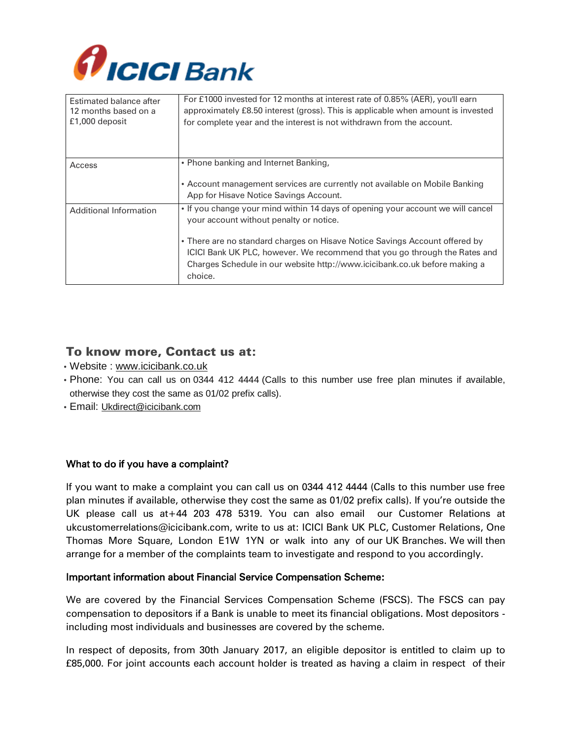| Estimated balance after 12 months based on a £1,000 deposit | For £1000 invested for 12 months at interest rate of 0.85% (AER), you'll earn approximately £8.50 interest (gross). This is applicable when amount is invested for complete year and the interest is not withdrawn from the account. |
|---|---|
| Access | • Phone banking and Internet Banking,<br><br>• Account management services are currently not available on Mobile Banking App for Hisave Notice Savings Account. |
| Additional Information | • If you change your mind within 14 days of opening your account we will cancel your account without penalty or notice.<br><br>• There are no standard charges on Hisave Notice Savings Account offered by ICICI Bank UK PLC, however. We recommend that you go through the Rates and Charges Schedule in our website http://www.icicibank.co.uk before making a choice. |

## To know more, Contact us at:

- Website : www.icicibank.co.uk
- Phone: You can call us on 0344 412 4444 (Calls to this number use free plan minutes if available, otherwise they cost the same as 01/02 prefix calls).
- Email: Ukdirect@icicibank.com

### What to do if you have a complaint?

If you want to make a complaint you can call us on 0344 412 4444 (Calls to this number use free plan minutes if available, otherwise they cost the same as 01/02 prefix calls). If you're outside the UK please call us at+44 203 478 5319. You can also email our Customer Relations at ukcustomerrelations@icicibank.com, write to us at: ICICI Bank UK PLC, Customer Relations, One Thomas More Square, London E1W 1YN or walk into any of our UK Branches. We will then arrange for a member of the complaints team to investigate and respond to you accordingly.

### Important information about Financial Service Compensation Scheme:

We are covered by the Financial Services Compensation Scheme (FSCS). The FSCS can pay compensation to depositors if a Bank is unable to meet its financial obligations. Most depositors - including most individuals and businesses are covered by the scheme.

In respect of deposits, from 30th January 2017, an eligible depositor is entitled to claim up to £85,000. For joint accounts each account holder is treated as having a claim in respect of their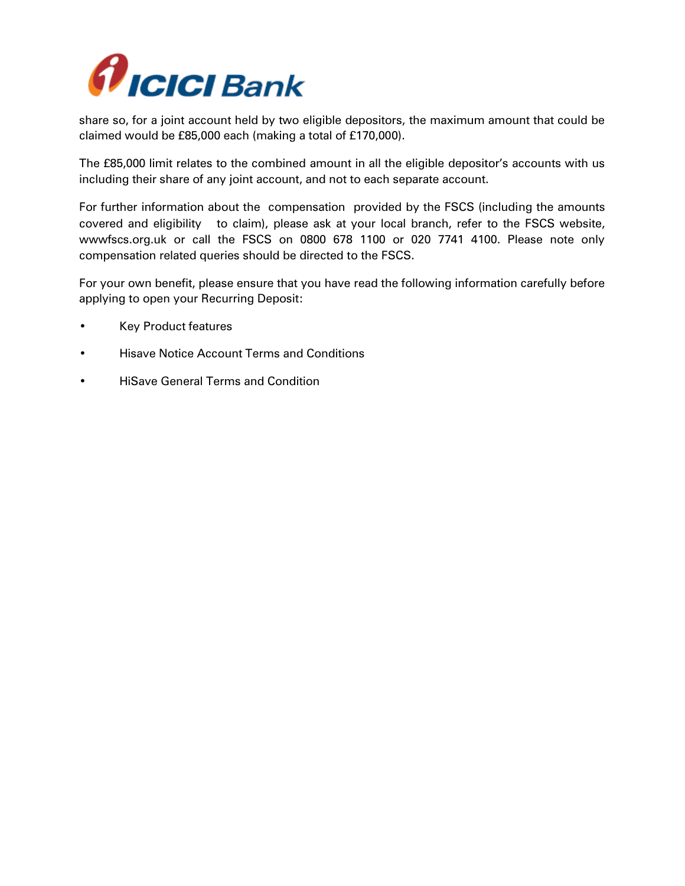share so, for a joint account held by two eligible depositors, the maximum amount that could be claimed would be £85,000 each (making a total of £170,000).

The £85,000 limit relates to the combined amount in all the eligible depositor's accounts with us including their share of any joint account, and not to each separate account.

For further information about the compensation provided by the FSCS (including the amounts covered and eligibility to claim), please ask at your local branch, refer to the FSCS website, wwwfscs.org.uk or call the FSCS on 0800 678 1100 or 020 7741 4100. Please note only compensation related queries should be directed to the FSCS.

For your own benefit, please ensure that you have read the following information carefully before applying to open your Recurring Deposit:

- Key Product features
- Hisave Notice Account Terms and Conditions
- HiSave General Terms and Condition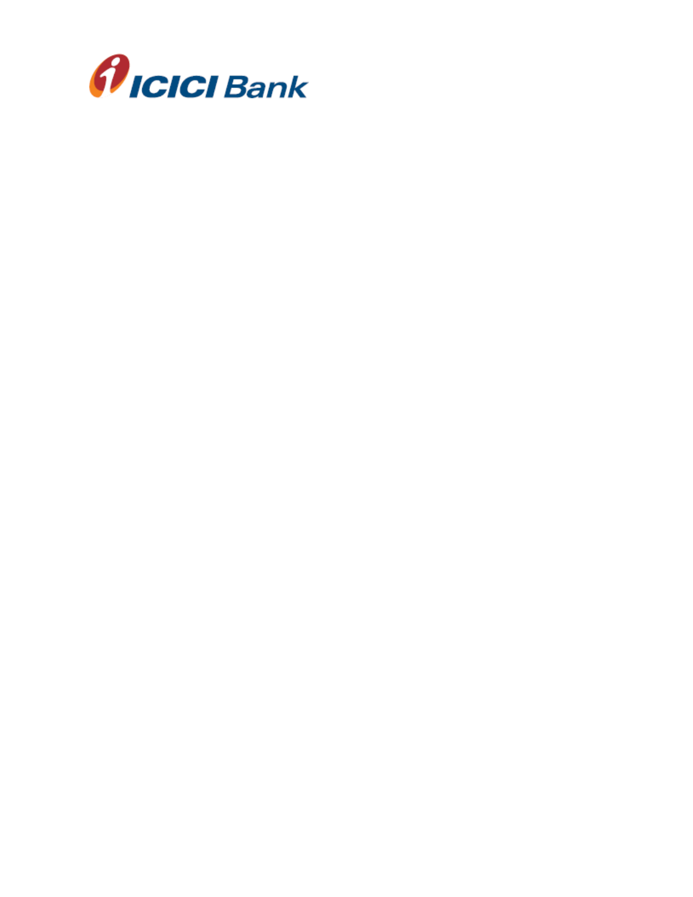ICICI Bank